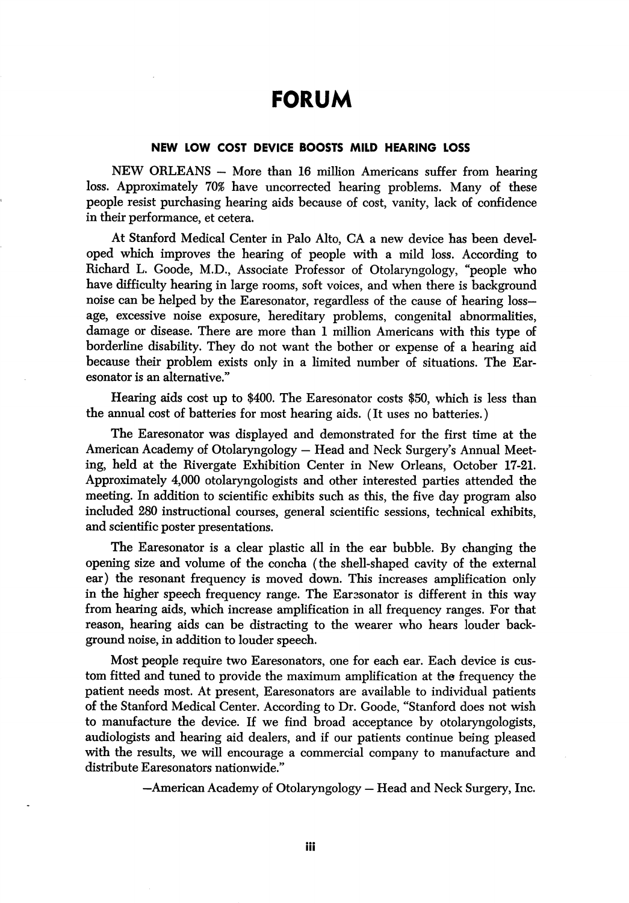# FORUM

### NEW LOW COST DEVICE BOOSTS MILD HEARING LOSS

NEW ORLEANS – More than 16 million Americans suffer from hearing loss. Approximately 70% have uncorrected hearing problems. Many of these people resist purchasing hearing aids because of cost, vanity, lack of confidence in their performance, et cetera.

At Stanford Medical Center in Palo Alto, CA a new device has been developed which improves the hearing of people with a mild loss. According to Richard L. Goode, M.D., Associate Professor of Otolaryngology, "people who have difficulty hearing in large rooms, soft voices, and when there is background noise can be helped by the Earesonator, regardless of the cause of hearing loss—age, excessive noise exposure, hereditary problems, congenital abnormalities, damage or disease. There are more than 1 million Americans with this type of borderline disability. They do not want the bother or expense of a hearing aid because their problem exists only in a limited number of situations. The Earesonator is an alternative."

Hearing aids cost up to $400. The Earesonator costs $50, which is less than the annual cost of batteries for most hearing aids. (It uses no batteries.)

The Earesonator was displayed and demonstrated for the first time at the American Academy of Otolaryngology – Head and Neck Surgery's Annual Meeting, held at the Rivergate Exhibition Center in New Orleans, October 17-21. Approximately 4,000 otolaryngologists and other interested parties attended the meeting. In addition to scientific exhibits such as this, the five day program also included 280 instructional courses, general scientific sessions, technical exhibits, and scientific poster presentations.

The Earesonator is a clear plastic all in the ear bubble. By changing the opening size and volume of the concha (the shell-shaped cavity of the external ear) the resonant frequency is moved down. This increases amplification only in the higher speech frequency range. The Earesonator is different in this way from hearing aids, which increase amplification in all frequency ranges. For that reason, hearing aids can be distracting to the wearer who hears louder background noise, in addition to louder speech.

Most people require two Earesonators, one for each ear. Each device is custom fitted and tuned to provide the maximum amplification at the frequency the patient needs most. At present, Earesonators are available to individual patients of the Stanford Medical Center. According to Dr. Goode, "Stanford does not wish to manufacture the device. If we find broad acceptance by otolaryngologists, audiologists and hearing aid dealers, and if our patients continue being pleased with the results, we will encourage a commercial company to manufacture and distribute Earesonators nationwide."

—American Academy of Otolaryngology – Head and Neck Surgery, Inc.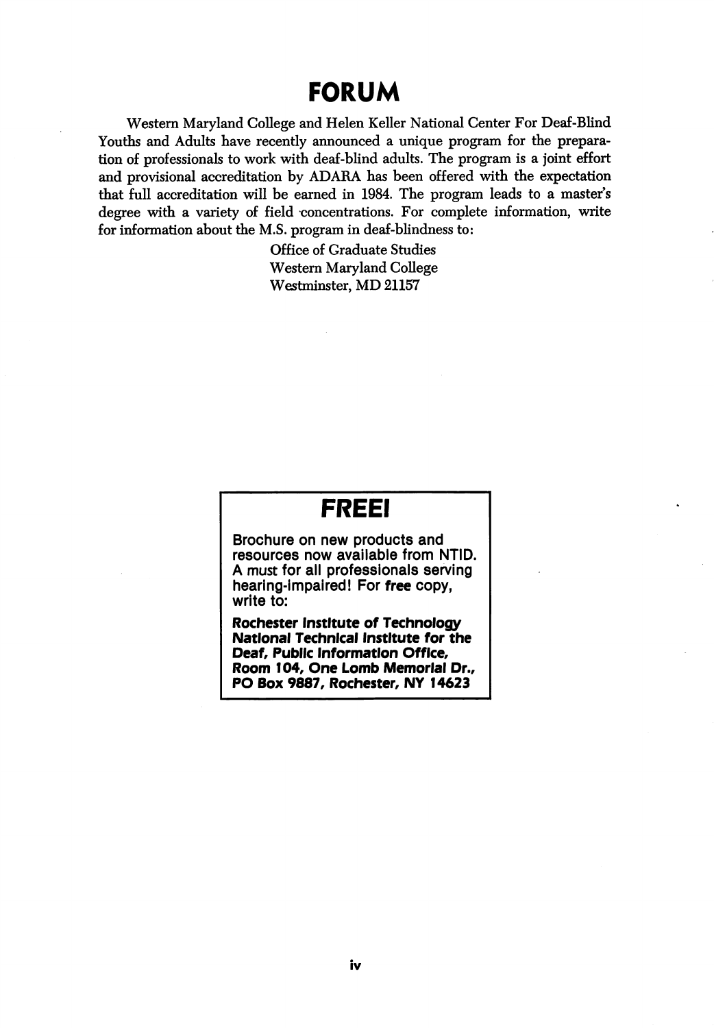# FORUM

Western Maryland College and Helen Keller National Center For Deaf-Blind Youths and Adults have recently announced a unique program for the preparation of professionals to work with deaf-blind adults. The program is a joint effort and provisional accreditation by ADARA has been offered with the expectation that full accreditation will be earned in 1984. The program leads to a master's degree with a variety of field concentrations. For complete information, write for information about the M.S. program in deaf-blindness to:

Office of Graduate Studies
Western Maryland College
Westminster, MD 21157

## FREE!

Brochure on new products and resources now available from NTID. A *must* for all professionals serving hearing-impaired! For **free** copy, write to:

**Rochester Institute of Technology National Technical Institute for the Deaf, Public Information Office, Room 104, One Lomb Memorial Dr., PO Box 9887, Rochester, NY 14623**